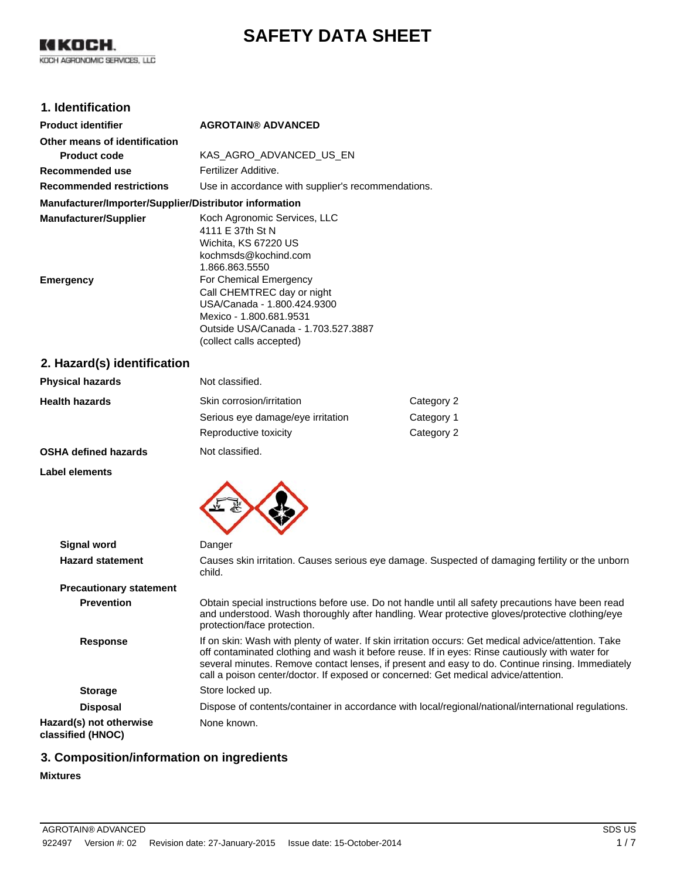# SAFETY DATA SHEET

KOCH AGRONOMIC SERVICES, LLC

## 1. Identification

| | |
|---|---|
| **Product identifier** | **AGROTAIN® ADVANCED** |
| **Other means of identification** | |
| **Product code** | KAS_AGRO_ADVANCED_US_EN |
| **Recommended use** | Fertilizer Additive. |
| **Recommended restrictions** | Use in accordance with supplier's recommendations. |

**Manufacturer/Importer/Supplier/Distributor information**

| | |
|---|---|
| **Manufacturer/Supplier** | Koch Agronomic Services, LLC<br>4111 E 37th St N<br>Wichita, KS 67220 US<br>kochmsds@kochind.com<br>1.866.863.5550 |
| **Emergency** | For Chemical Emergency<br>Call CHEMTREC day or night<br>USA/Canada - 1.800.424.9300<br>Mexico - 1.800.681.9531<br>Outside USA/Canada - 1.703.527.3887<br>(collect calls accepted) |

## 2. Hazard(s) identification

| | | |
|---|---|---|
| **Physical hazards** | Not classified. | |
| **Health hazards** | Skin corrosion/irritation | Category 2 |
| | Serious eye damage/eye irritation | Category 1 |
| | Reproductive toxicity | Category 2 |
| **OSHA defined hazards** | Not classified. | |

**Label elements**

| | |
|---|---|
| **Signal word** | Danger |
| **Hazard statement** | Causes skin irritation. Causes serious eye damage. Suspected of damaging fertility or the unborn child. |
| **Precautionary statement** | |
| **Prevention** | Obtain special instructions before use. Do not handle until all safety precautions have been read and understood. Wash thoroughly after handling. Wear protective gloves/protective clothing/eye protection/face protection. |
| **Response** | If on skin: Wash with plenty of water. If skin irritation occurs: Get medical advice/attention. Take off contaminated clothing and wash it before reuse. If in eyes: Rinse cautiously with water for several minutes. Remove contact lenses, if present and easy to do. Continue rinsing. Immediately call a poison center/doctor. If exposed or concerned: Get medical advice/attention. |
| **Storage** | Store locked up. |
| **Disposal** | Dispose of contents/container in accordance with local/regional/national/international regulations. |
| **Hazard(s) not otherwise classified (HNOC)** | None known. |

## 3. Composition/information on ingredients

**Mixtures**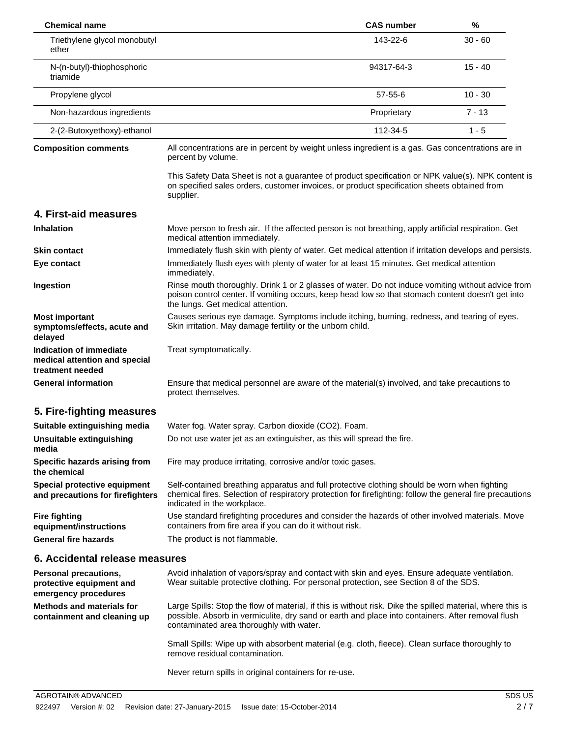| Chemical name | CAS number | % |
|---|---|---|
| Triethylene glycol monobutyl ether | 143-22-6 | 30 - 60 |
| N-(n-butyl)-thiophosphoric triamide | 94317-64-3 | 15 - 40 |
| Propylene glycol | 57-55-6 | 10 - 30 |
| Non-hazardous ingredients | Proprietary | 7 - 13 |
| 2-(2-Butoxyethoxy)-ethanol | 112-34-5 | 1 - 5 |

**Composition comments**

All concentrations are in percent by weight unless ingredient is a gas. Gas concentrations are in percent by volume.

This Safety Data Sheet is not a guarantee of product specification or NPK value(s). NPK content is on specified sales orders, customer invoices, or product specification sheets obtained from supplier.

## 4. First-aid measures

**Inhalation**

Move person to fresh air. If the affected person is not breathing, apply artificial respiration. Get medical attention immediately.

**Skin contact**

Immediately flush skin with plenty of water. Get medical attention if irritation develops and persists.

**Eye contact**

Immediately flush eyes with plenty of water for at least 15 minutes. Get medical attention immediately.

**Ingestion**

Rinse mouth thoroughly. Drink 1 or 2 glasses of water. Do not induce vomiting without advice from poison control center. If vomiting occurs, keep head low so that stomach content doesn't get into the lungs. Get medical attention.

**Most important symptoms/effects, acute and delayed**

Causes serious eye damage. Symptoms include itching, burning, redness, and tearing of eyes. Skin irritation. May damage fertility or the unborn child.

**Indication of immediate medical attention and special treatment needed**

Treat symptomatically.

**General information**

Ensure that medical personnel are aware of the material(s) involved, and take precautions to protect themselves.

## 5. Fire-fighting measures

**Suitable extinguishing media**

Water fog. Water spray. Carbon dioxide ($CO_2$). Foam.

**Unsuitable extinguishing media**

Do not use water jet as an extinguisher, as this will spread the fire.

**Specific hazards arising from the chemical**

Fire may produce irritating, corrosive and/or toxic gases.

**Special protective equipment and precautions for firefighters**

Self-contained breathing apparatus and full protective clothing should be worn when fighting chemical fires. Selection of respiratory protection for firefighting: follow the general fire precautions indicated in the workplace.

**Fire fighting equipment/instructions**

Use standard firefighting procedures and consider the hazards of other involved materials. Move containers from fire area if you can do it without risk.

**General fire hazards**

The product is not flammable.

## 6. Accidental release measures

**Personal precautions, protective equipment and emergency procedures**

Avoid inhalation of vapors/spray and contact with skin and eyes. Ensure adequate ventilation. Wear suitable protective clothing. For personal protection, see Section 8 of the SDS.

**Methods and materials for containment and cleaning up**

Large Spills: Stop the flow of material, if this is without risk. Dike the spilled material, where this is possible. Absorb in vermiculite, dry sand or earth and place into containers. After removal flush contaminated area thoroughly with water.

Small Spills: Wipe up with absorbent material (e.g. cloth, fleece). Clean surface thoroughly to remove residual contamination.

Never return spills in original containers for re-use.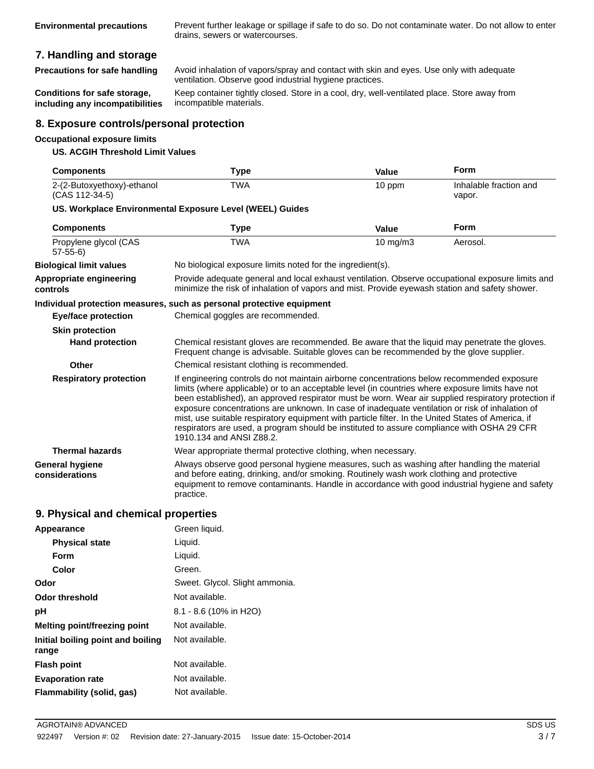**Environmental precautions** Prevent further leakage or spillage if safe to do so. Do not contaminate water. Do not allow to enter drains, sewers or watercourses.

## 7. Handling and storage

**Precautions for safe handling** Avoid inhalation of vapors/spray and contact with skin and eyes. Use only with adequate ventilation. Observe good industrial hygiene practices.

**Conditions for safe storage, including any incompatibilities** Keep container tightly closed. Store in a cool, dry, well-ventilated place. Store away from incompatible materials.

## 8. Exposure controls/personal protection

**Occupational exposure limits**

**US. ACGIH Threshold Limit Values**

| Components | Type | Value | Form |
|---|---|---|---|
| 2-(2-Butoxyethoxy)-ethanol (CAS 112-34-5) | TWA | 10 ppm | Inhalable fraction and vapor. |

**US. Workplace Environmental Exposure Level (WEEL) Guides**

| Components | Type | Value | Form |
|---|---|---|---|
| Propylene glycol (CAS 57-55-6) | TWA | 10 mg/m3 | Aerosol. |

**Biological limit values** No biological exposure limits noted for the ingredient(s).

**Appropriate engineering controls** Provide adequate general and local exhaust ventilation. Observe occupational exposure limits and minimize the risk of inhalation of vapors and mist. Provide eyewash station and safety shower.

**Individual protection measures, such as personal protective equipment**

**Eye/face protection** Chemical goggles are recommended.

**Skin protection**

**Hand protection** Chemical resistant gloves are recommended. Be aware that the liquid may penetrate the gloves. Frequent change is advisable. Suitable gloves can be recommended by the glove supplier.

**Other** Chemical resistant clothing is recommended.

**Respiratory protection** If engineering controls do not maintain airborne concentrations below recommended exposure limits (where applicable) or to an acceptable level (in countries where exposure limits have not been established), an approved respirator must be worn. Wear air supplied respiratory protection if exposure concentrations are unknown. In case of inadequate ventilation or risk of inhalation of mist, use suitable respiratory equipment with particle filter. In the United States of America, if respirators are used, a program should be instituted to assure compliance with OSHA 29 CFR 1910.134 and ANSI Z88.2.

**Thermal hazards** Wear appropriate thermal protective clothing, when necessary.

**General hygiene considerations** Always observe good personal hygiene measures, such as washing after handling the material and before eating, drinking, and/or smoking. Routinely wash work clothing and protective equipment to remove contaminants. Handle in accordance with good industrial hygiene and safety practice.

## 9. Physical and chemical properties

**Appearance** Green liquid.

**Physical state** Liquid.

**Form** Liquid.

**Color** Green.

**Odor** Sweet. Glycol. Slight ammonia.

**Odor threshold** Not available.

**pH** 8.1 - 8.6 (10% in H2O)

**Melting point/freezing point** Not available.

**Initial boiling point and boiling range** Not available.

**Flash point** Not available.

**Evaporation rate** Not available.

**Flammability (solid, gas)** Not available.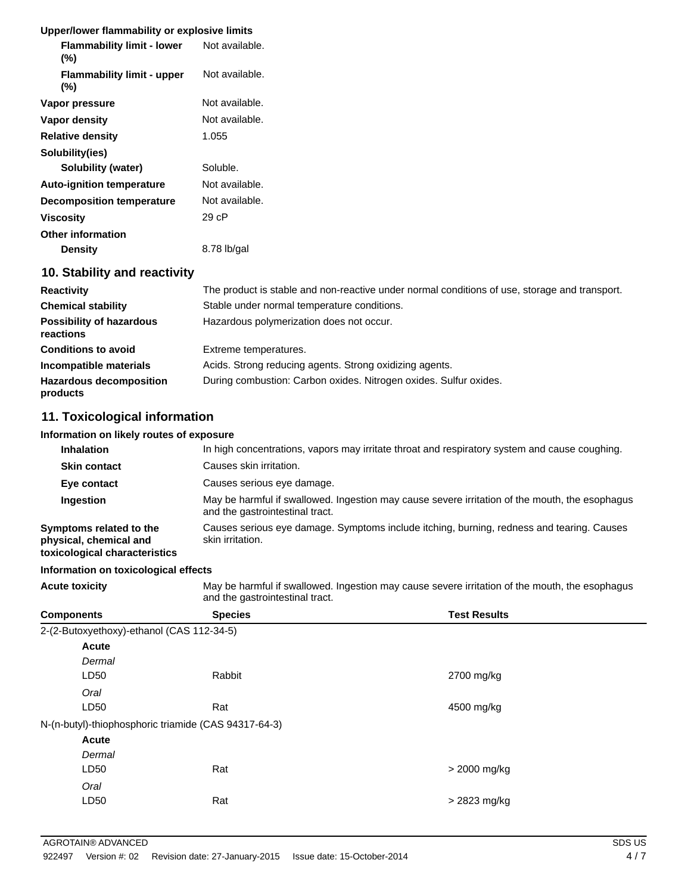**Upper/lower flammability or explosive limits**

| | |
|---|---|
| **Flammability limit - lower (%)** | Not available. |
| **Flammability limit - upper (%)** | Not available. |
| **Vapor pressure** | Not available. |
| **Vapor density** | Not available. |
| **Relative density** | 1.055 |
| **Solubility(ies)** | |
| **Solubility (water)** | Soluble. |
| **Auto-ignition temperature** | Not available. |
| **Decomposition temperature** | Not available. |
| **Viscosity** | 29 cP |
| **Other information** | |
| **Density** | 8.78 lb/gal |

## 10. Stability and reactivity

| | |
|---|---|
| **Reactivity** | The product is stable and non-reactive under normal conditions of use, storage and transport. |
| **Chemical stability** | Stable under normal temperature conditions. |
| **Possibility of hazardous reactions** | Hazardous polymerization does not occur. |
| **Conditions to avoid** | Extreme temperatures. |
| **Incompatible materials** | Acids. Strong reducing agents. Strong oxidizing agents. |
| **Hazardous decomposition products** | During combustion: Carbon oxides. Nitrogen oxides. Sulfur oxides. |

## 11. Toxicological information

**Information on likely routes of exposure**

| | |
|---|---|
| **Inhalation** | In high concentrations, vapors may irritate throat and respiratory system and cause coughing. |
| **Skin contact** | Causes skin irritation. |
| **Eye contact** | Causes serious eye damage. |
| **Ingestion** | May be harmful if swallowed. Ingestion may cause severe irritation of the mouth, the esophagus and the gastrointestinal tract. |
| **Symptoms related to the physical, chemical and toxicological characteristics** | Causes serious eye damage. Symptoms include itching, burning, redness and tearing. Causes skin irritation. |

**Information on toxicological effects**

| | |
|---|---|
| **Acute toxicity** | May be harmful if swallowed. Ingestion may cause severe irritation of the mouth, the esophagus and the gastrointestinal tract. |

| Components | Species | Test Results |
|---|---|---|
| 2-(2-Butoxyethoxy)-ethanol (CAS 112-34-5) | | |
| **Acute** | | |
| *Dermal* | | |
| LD50 | Rabbit | 2700 mg/kg |
| *Oral* | | |
| LD50 | Rat | 4500 mg/kg |
| N-(n-butyl)-thiophosphoric triamide (CAS 94317-64-3) | | |
| **Acute** | | |
| *Dermal* | | |
| LD50 | Rat | > 2000 mg/kg |
| *Oral* | | |
| LD50 | Rat | > 2823 mg/kg |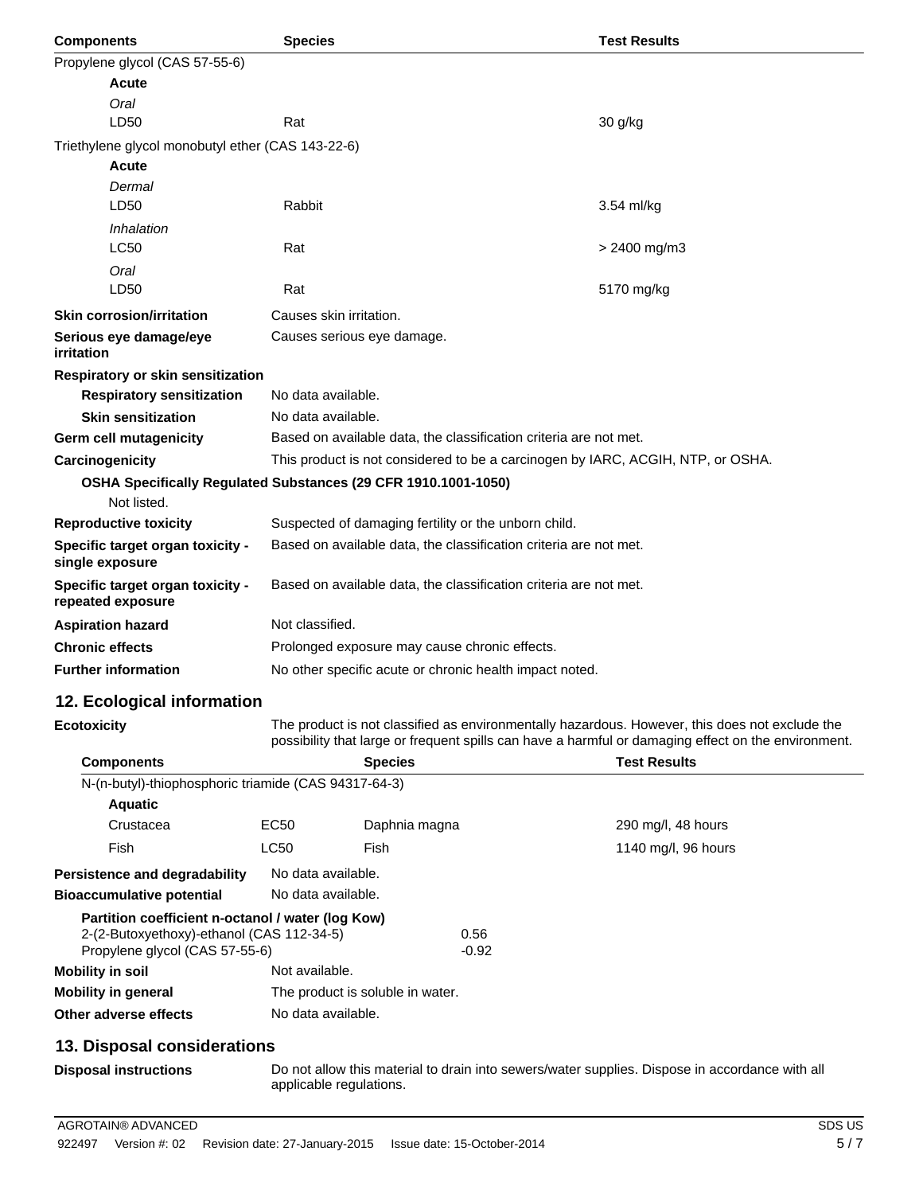| Components | Species | Test Results |
| --- | --- | --- |
| Propylene glycol (CAS 57-55-6) | | |
| **Acute** | | |
| *Oral* | | |
| LD50 | Rat | 30 g/kg |
| Triethylene glycol monobutyl ether (CAS 143-22-6) | | |
| **Acute** | | |
| *Dermal* | | |
| LD50 | Rabbit | 3.54 ml/kg |
| *Inhalation* | | |
| LC50 | Rat | > 2400 mg/m3 |
| *Oral* | | |
| LD50 | Rat | 5170 mg/kg |

**Skin corrosion/irritation** Causes skin irritation.

**Serious eye damage/eye irritation** Causes serious eye damage.

**Respiratory or skin sensitization**

**Respiratory sensitization** No data available.

**Skin sensitization** No data available.

**Germ cell mutagenicity** Based on available data, the classification criteria are not met.

**Carcinogenicity** This product is not considered to be a carcinogen by IARC, ACGIH, NTP, or OSHA.

**OSHA Specifically Regulated Substances (29 CFR 1910.1001-1050)**

Not listed.

**Reproductive toxicity** Suspected of damaging fertility or the unborn child.

**Specific target organ toxicity - single exposure** Based on available data, the classification criteria are not met.

**Specific target organ toxicity - repeated exposure** Based on available data, the classification criteria are not met.

**Aspiration hazard** Not classified.

**Chronic effects** Prolonged exposure may cause chronic effects.

**Further information** No other specific acute or chronic health impact noted.

## 12. Ecological information

**Ecotoxicity** The product is not classified as environmentally hazardous. However, this does not exclude the possibility that large or frequent spills can have a harmful or damaging effect on the environment.

| Components | | Species | Test Results |
| --- | --- | --- | --- |
| N-(n-butyl)-thiophosphoric triamide (CAS 94317-64-3) | | | |
| **Aquatic** | | | |
| Crustacea | EC50 | Daphnia magna | 290 mg/l, 48 hours |
| Fish | LC50 | Fish | 1140 mg/l, 96 hours |

**Persistence and degradability** No data available.

**Bioaccumulative potential** No data available.

**Partition coefficient n-octanol / water (log Kow)**

| | |
| --- | --- |
| 2-(2-Butoxyethoxy)-ethanol (CAS 112-34-5) | 0.56 |
| Propylene glycol (CAS 57-55-6) | -0.92 |

**Mobility in soil** Not available.

**Mobility in general** The product is soluble in water.

**Other adverse effects** No data available.

## 13. Disposal considerations

**Disposal instructions** Do not allow this material to drain into sewers/water supplies. Dispose in accordance with all applicable regulations.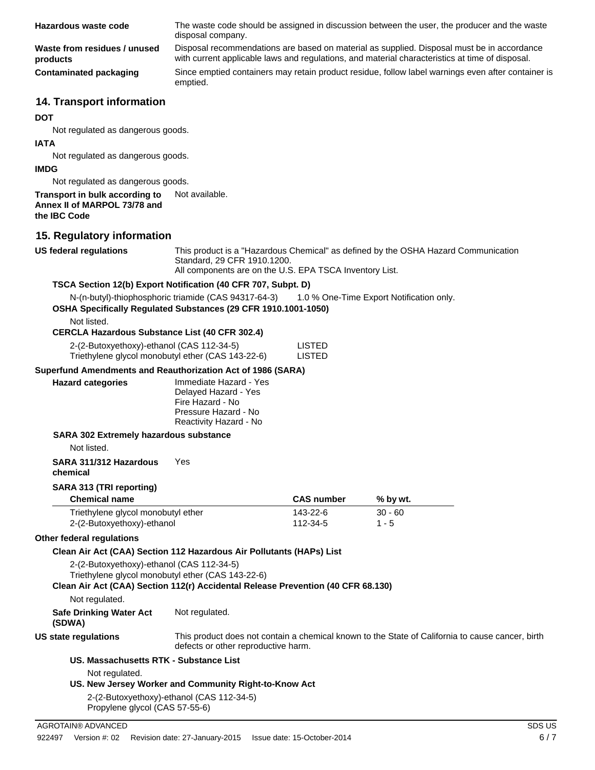**Hazardous waste code** The waste code should be assigned in discussion between the user, the producer and the waste disposal company.

**Waste from residues / unused products** Disposal recommendations are based on material as supplied. Disposal must be in accordance with current applicable laws and regulations, and material characteristics at time of disposal.

**Contaminated packaging** Since emptied containers may retain product residue, follow label warnings even after container is emptied.

## 14. Transport information

**DOT**

Not regulated as dangerous goods.

**IATA**

Not regulated as dangerous goods.

**IMDG**

Not regulated as dangerous goods.

**Transport in bulk according to Annex II of MARPOL 73/78 and the IBC Code** Not available.

## 15. Regulatory information

**US federal regulations** This product is a "Hazardous Chemical" as defined by the OSHA Hazard Communication Standard, 29 CFR 1910.1200.
All components are on the U.S. EPA TSCA Inventory List.

**TSCA Section 12(b) Export Notification (40 CFR 707, Subpt. D)**

N-(n-butyl)-thiophosphoric triamide (CAS 94317-64-3) 1.0 % One-Time Export Notification only.

**OSHA Specifically Regulated Substances (29 CFR 1910.1001-1050)**

Not listed.

**CERCLA Hazardous Substance List (40 CFR 302.4)**

2-(2-Butoxyethoxy)-ethanol (CAS 112-34-5) LISTED
Triethylene glycol monobutyl ether (CAS 143-22-6) LISTED

**Superfund Amendments and Reauthorization Act of 1986 (SARA)**

**Hazard categories**
Immediate Hazard - Yes
Delayed Hazard - Yes
Fire Hazard - No
Pressure Hazard - No
Reactivity Hazard - No

**SARA 302 Extremely hazardous substance**

Not listed.

**SARA 311/312 Hazardous chemical** Yes

**SARA 313 (TRI reporting)**

| Chemical name | CAS number | % by wt. |
|---|---|---|
| Triethylene glycol monobutyl ether | 143-22-6 | 30 - 60 |
| 2-(2-Butoxyethoxy)-ethanol | 112-34-5 | 1 - 5 |

**Other federal regulations**

**Clean Air Act (CAA) Section 112 Hazardous Air Pollutants (HAPs) List**

2-(2-Butoxyethoxy)-ethanol (CAS 112-34-5)
Triethylene glycol monobutyl ether (CAS 143-22-6)

**Clean Air Act (CAA) Section 112(r) Accidental Release Prevention (40 CFR 68.130)**

Not regulated.

**Safe Drinking Water Act (SDWA)** Not regulated.

**US state regulations** This product does not contain a chemical known to the State of California to cause cancer, birth defects or other reproductive harm.

**US. Massachusetts RTK - Substance List**

Not regulated.

**US. New Jersey Worker and Community Right-to-Know Act**

2-(2-Butoxyethoxy)-ethanol (CAS 112-34-5)
Propylene glycol (CAS 57-55-6)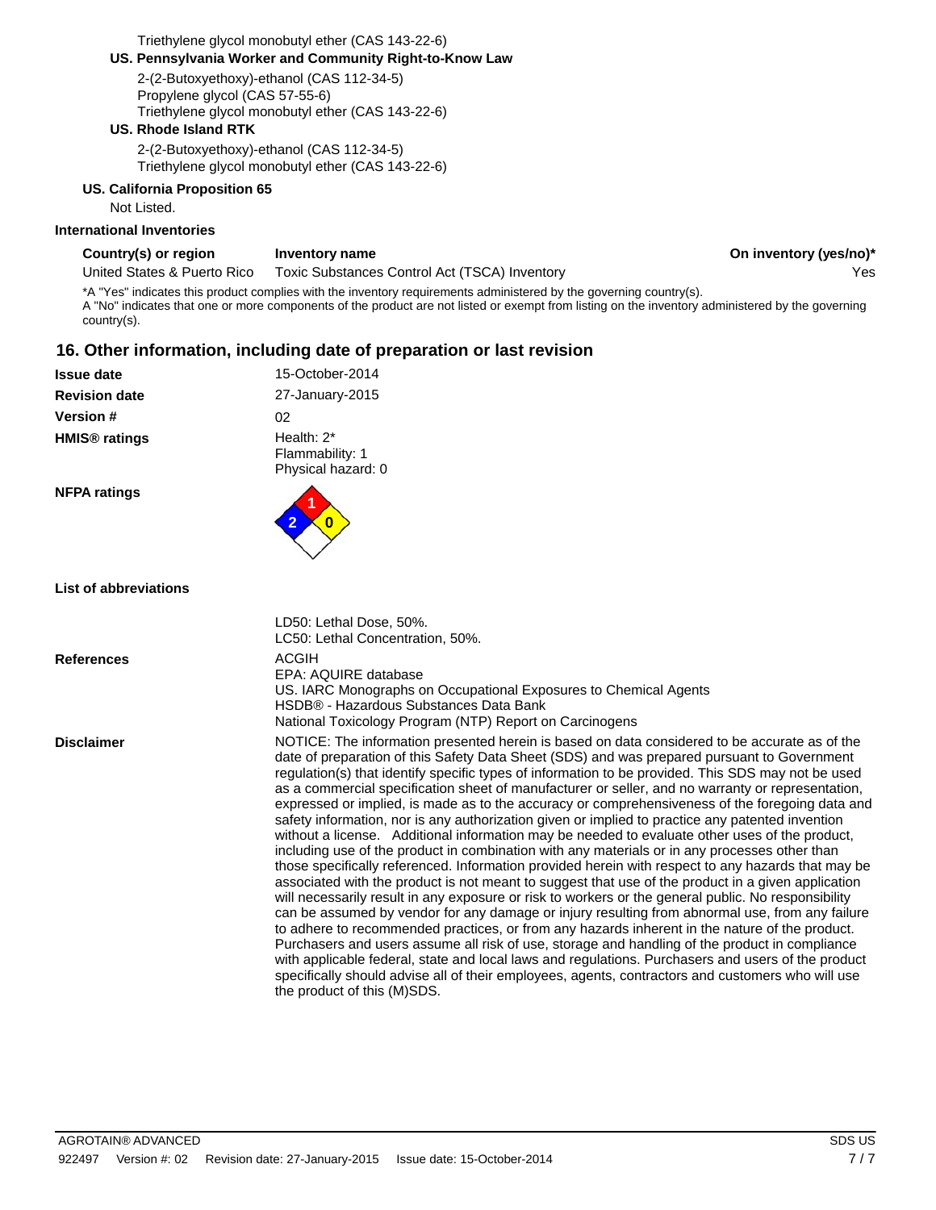Triethylene glycol monobutyl ether (CAS 143-22-6)

**US. Pennsylvania Worker and Community Right-to-Know Law**

2-(2-Butoxyethoxy)-ethanol (CAS 112-34-5)
Propylene glycol (CAS 57-55-6)
Triethylene glycol monobutyl ether (CAS 143-22-6)

**US. Rhode Island RTK**

2-(2-Butoxyethoxy)-ethanol (CAS 112-34-5)
Triethylene glycol monobutyl ether (CAS 143-22-6)

**US. California Proposition 65**

Not Listed.

**International Inventories**

| Country(s) or region | Inventory name | On inventory (yes/no)* |
|---|---|---|
| United States & Puerto Rico | Toxic Substances Control Act (TSCA) Inventory | Yes |

*A "Yes" indicates this product complies with the inventory requirements administered by the governing country(s).
A "No" indicates that one or more components of the product are not listed or exempt from listing on the inventory administered by the governing country(s).

## 16. Other information, including date of preparation or last revision

**Issue date** 15-October-2014

**Revision date** 27-January-2015

**Version #** 02

**HMIS® ratings**
Health: 2*
Flammability: 1
Physical hazard: 0

**NFPA ratings**
1
2 0

**List of abbreviations**

LD50: Lethal Dose, 50%.
LC50: Lethal Concentration, 50%.

**References**
ACGIH
EPA: AQUIRE database
US. IARC Monographs on Occupational Exposures to Chemical Agents
HSDB® - Hazardous Substances Data Bank
National Toxicology Program (NTP) Report on Carcinogens

**Disclaimer**
NOTICE: The information presented herein is based on data considered to be accurate as of the date of preparation of this Safety Data Sheet (SDS) and was prepared pursuant to Government regulation(s) that identify specific types of information to be provided. This SDS may not be used as a commercial specification sheet of manufacturer or seller, and no warranty or representation, expressed or implied, is made as to the accuracy or comprehensiveness of the foregoing data and safety information, nor is any authorization given or implied to practice any patented invention without a license. Additional information may be needed to evaluate other uses of the product, including use of the product in combination with any materials or in any processes other than those specifically referenced. Information provided herein with respect to any hazards that may be associated with the product is not meant to suggest that use of the product in a given application will necessarily result in any exposure or risk to workers or the general public. No responsibility can be assumed by vendor for any damage or injury resulting from abnormal use, from any failure to adhere to recommended practices, or from any hazards inherent in the nature of the product. Purchasers and users assume all risk of use, storage and handling of the product in compliance with applicable federal, state and local laws and regulations. Purchasers and users of the product specifically should advise all of their employees, agents, contractors and customers who will use the product of this (M)SDS.